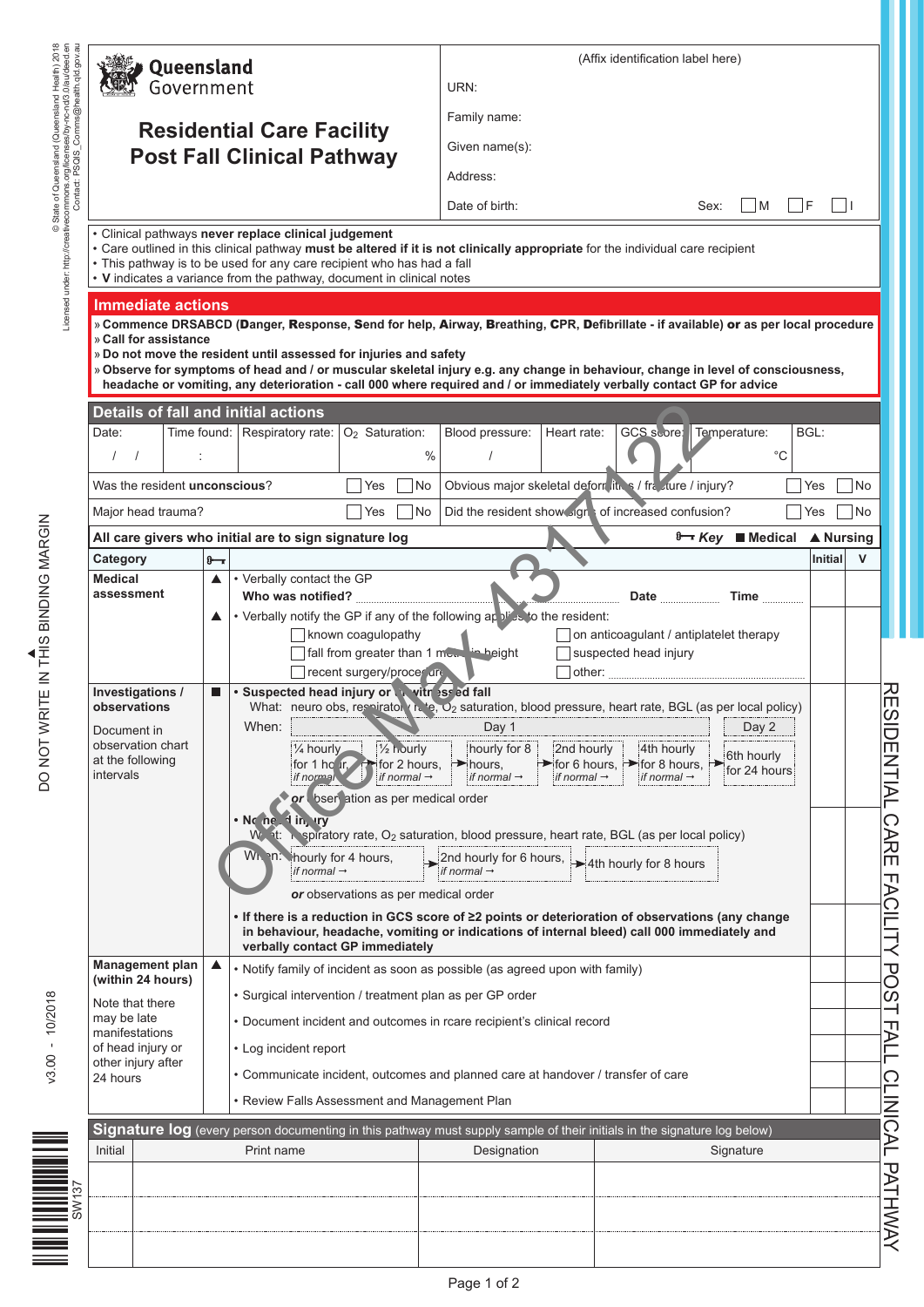Queensland Government

# Residential Care Facility Post Fall Clinical Pathway

(Affix identification label here)

URN:

Family name:

Given name(s):

Address:

Date of birth: Sex: ☐ M ☐ F ☐ I

- Clinical pathways **never replace clinical judgement**
- Care outlined in this clinical pathway **must be altered if it is not clinically appropriate** for the individual care recipient
- This pathway is to be used for any care recipient who has had a fall
- **V** indicates a variance from the pathway, document in clinical notes

## Immediate actions

- » **Commence DRSABCD (Danger, Response, Send for help, Airway, Breathing, CPR, Defibrillate - if available) or as per local procedure**
- » **Call for assistance**
- » **Do not move the resident until assessed for injuries and safety**
- » **Observe for symptoms of head and / or muscular skeletal injury e.g. any change in behaviour, change in level of consciousness, headache or vomiting, any deterioration - call 000 where required and / or immediately verbally contact GP for advice**

## Details of fall and initial actions

| Date: | Time found: | Respiratory rate: | $O_2$ Saturation: | Blood pressure: | Heart rate: | GCS score: | Temperature: | BGL: |
|---|---|---|---|---|---|---|---|---|
| / / | : | | % | / | | | °C | |

Was the resident **unconscious**? ☐ Yes ☐ No

Obvious major skeletal deformities / fracture / injury? ☐ Yes ☐ No

Major head trauma? ☐ Yes ☐ No

Did the resident show signs of increased confusion? ☐ Yes ☐ No

**All care givers who initial are to sign signature log** — Key: ■ Medical ▲ Nursing

| Category | Key | | Initial | V |
|---|---|---|---|---|
| **Medical assessment** | ▲ | • Verbally contact the GP<br>**Who was notified?** ........ **Date** ........ **Time** ........ | | |
| | ▲ | • Verbally notify the GP if any of the following applies to the resident:<br>☐ known coagulopathy ☐ on anticoagulant / antiplatelet therapy<br>☐ fall from greater than 1 metre in height ☐ suspected head injury<br>☐ recent surgery/procedure ☐ other: ........ | | |
| **Investigations / observations**<br><br>Document in observation chart at the following intervals | ■ | • **Suspected head injury or unwitnessed fall**<br>What: neuro obs, respiratory rate, $O_2$ saturation, blood pressure, heart rate, BGL (as per local policy)<br>When: Day 1: ¼ hourly for 1 hour, *if normal* → ½ hourly for 2 hours, *if normal* → hourly for 8 hours, *if normal* → 2nd hourly for 6 hours, *if normal* → 4th hourly for 8 hours, *if normal* → Day 2: 6th hourly for 24 hours<br>***or*** observation as per medical order | | |
| | | • **No head injury**<br>What: respiratory rate, $O_2$ saturation, blood pressure, heart rate, BGL (as per local policy)<br>When: hourly for 4 hours, *if normal* → 2nd hourly for 6 hours, *if normal* → 4th hourly for 8 hours<br>***or*** observations as per medical order | | |
| | | • **If there is a reduction in GCS score of ≥2 points or deterioration of observations (any change in behaviour, headache, vomiting or indications of internal bleed) call 000 immediately and verbally contact GP immediately** | | |
| **Management plan (within 24 hours)**<br><br>Note that there may be late manifestations of head injury or other injury after 24 hours | ▲ | • Notify family of incident as soon as possible (as agreed upon with family) | | |
| | | • Surgical intervention / treatment plan as per GP order | | |
| | | • Document incident and outcomes in rcare recipient's clinical record | | |
| | | • Log incident report | | |
| | | • Communicate incident, outcomes and planned care at handover / transfer of care | | |
| | | • Review Falls Assessment and Management Plan | | |

## Signature log (every person documenting in this pathway must supply sample of their initials in the signature log below)

| Initial | Print name | Designation | Signature |
|---|---|---|---|
| | | | |
| | | | |
| | | | |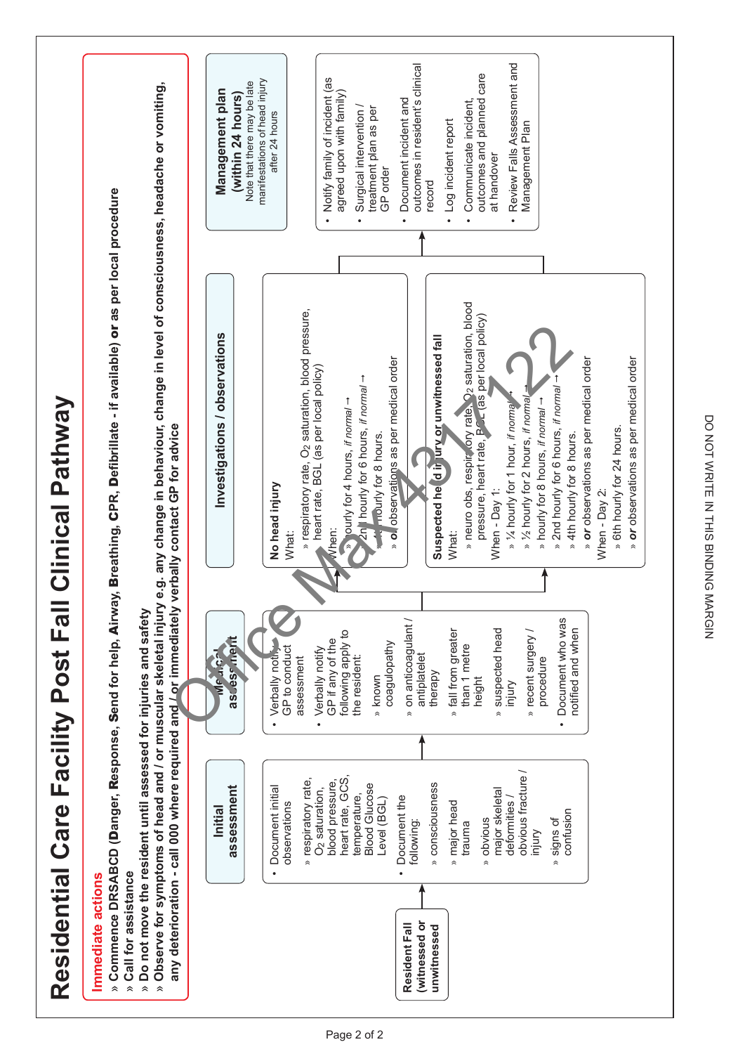# Residential Care Facility Post Fall Clinical Pathway

## Immediate actions

- » Commence DRSABCD (**D**anger, **R**esponse, **S**end for help, **A**irway, **B**reathing, **CPR**, **D**efibrillate - if available) **or** as per local procedure
- » Call for assistance
- » Do not move the resident until assessed for injuries and safety
- » Observe for symptoms of head and / or muscular skeletal injury e.g. any change in behaviour, change in level of consciousness, headache or vomiting, any deterioration - call 000 where required and / or immediately verbally contact GP for advice

## Resident Fall (witnessed or unwitnessed)

### Initial assessment

- Document initial observations
  - » respiratory rate, $O_2$ saturation, blood pressure, heart rate, GCS, temperature, Blood Glucose Level (BGL)
- Document the following:
  - » consciousness
  - » major head trauma
  - » obvious major skeletal deformities / obvious fracture / injury
  - » signs of confusion

### Medical assessment

- Verbally notify GP to conduct assessment
- Verbally notify GP if any of the following apply to the resident:
  - » known coagulopathy
  - » on anticoagulant / antiplatelet therapy
  - » fall from greater than 1 metre height
  - » suspected head injury
  - » recent surgery / procedure
- Document who was notified and when

### Investigations / observations

**No head injury**

What:
- » respiratory rate, $O_2$ saturation, blood pressure, heart rate, BGL (as per local policy)

When:
- » hourly for 4 hours, *if normal →*
- » 2nd hourly for 6 hours, *if normal →*
- » 4th hourly for 8 hours.
- » ***or*** observations as per medical order

**Suspected head injury or unwitnessed fall**

What:
- » neuro obs, respiratory rate, $O_2$ saturation, blood pressure, heart rate, BGL (as per local policy)

When - Day 1:
- » ¼ hourly for 1 hour, *if normal →*
- » ½ hourly for 2 hours, *if normal →*
- » hourly for 8 hours, *if normal →*
- » 2nd hourly for 6 hours, *if normal →*
- » 4th hourly for 8 hours.
- » ***or*** observations as per medical order

When - Day 2:
- » 6th hourly for 24 hours.
- » ***or*** observations as per medical order

### Management plan (within 24 hours)

Note that there may be late manifestations of head injury after 24 hours

- Notify family of incident (as agreed upon with family)
- Surgical intervention / treatment plan as per GP order
- Document incident and outcomes in resident's clinical record
- Log incident report
- Communicate incident, outcomes and planned care at handover
- Review Falls Assessment and Management Plan

DO NOT WRITE IN THIS BINDING MARGIN